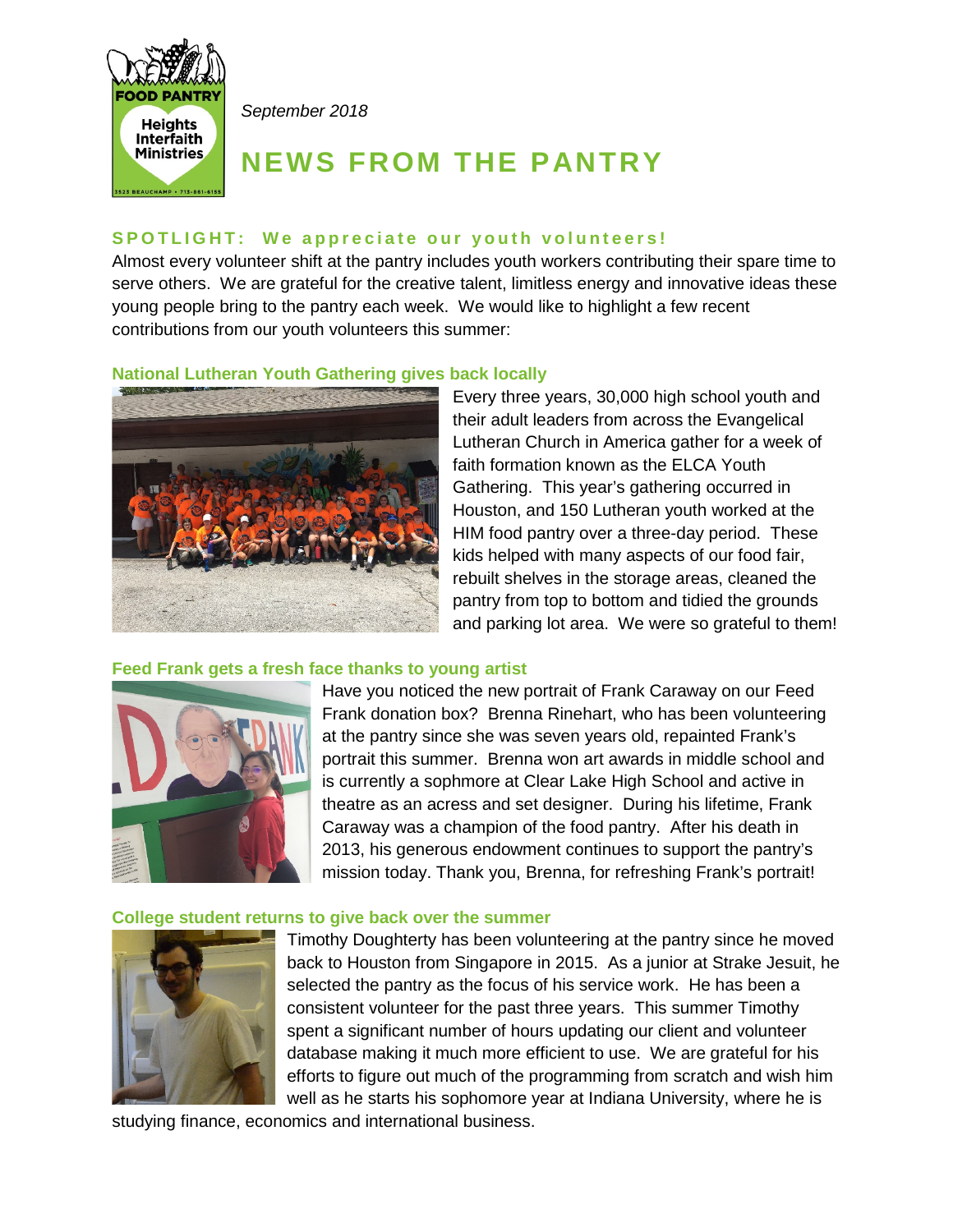FOOD PANTRY
Heights Interfaith Ministries
3523 BEAUCHAMP • 713-861-6155

*September 2018*

# NEWS FROM THE PANTRY

## SPOTLIGHT: We appreciate our youth volunteers!

Almost every volunteer shift at the pantry includes youth workers contributing their spare time to serve others. We are grateful for the creative talent, limitless energy and innovative ideas these young people bring to the pantry each week. We would like to highlight a few recent contributions from our youth volunteers this summer:

### National Lutheran Youth Gathering gives back locally

Every three years, 30,000 high school youth and their adult leaders from across the Evangelical Lutheran Church in America gather for a week of faith formation known as the ELCA Youth Gathering. This year's gathering occurred in Houston, and 150 Lutheran youth worked at the HIM food pantry over a three-day period. These kids helped with many aspects of our food fair, rebuilt shelves in the storage areas, cleaned the pantry from top to bottom and tidied the grounds and parking lot area. We were so grateful to them!

### Feed Frank gets a fresh face thanks to young artist

Have you noticed the new portrait of Frank Caraway on our Feed Frank donation box? Brenna Rinehart, who has been volunteering at the pantry since she was seven years old, repainted Frank's portrait this summer. Brenna won art awards in middle school and is currently a sophmore at Clear Lake High School and active in theatre as an acress and set designer. During his lifetime, Frank Caraway was a champion of the food pantry. After his death in 2013, his generous endowment continues to support the pantry's mission today. Thank you, Brenna, for refreshing Frank's portrait!

### College student returns to give back over the summer

Timothy Doughterty has been volunteering at the pantry since he moved back to Houston from Singapore in 2015. As a junior at Strake Jesuit, he selected the pantry as the focus of his service work. He has been a consistent volunteer for the past three years. This summer Timothy spent a significant number of hours updating our client and volunteer database making it much more efficient to use. We are grateful for his efforts to figure out much of the programming from scratch and wish him well as he starts his sophomore year at Indiana University, where he is studying finance, economics and international business.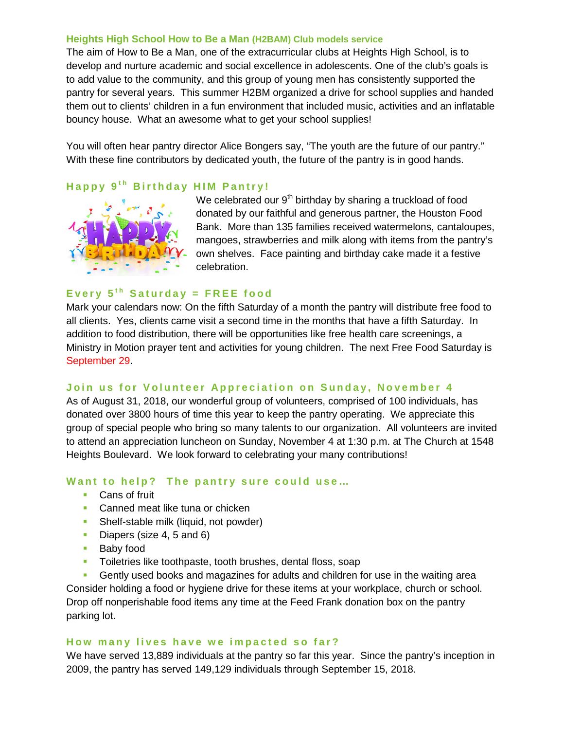## Heights High School How to Be a Man (H2BAM) Club models service

The aim of How to Be a Man, one of the extracurricular clubs at Heights High School, is to develop and nurture academic and social excellence in adolescents. One of the club's goals is to add value to the community, and this group of young men has consistently supported the pantry for several years. This summer H2BM organized a drive for school supplies and handed them out to clients' children in a fun environment that included music, activities and an inflatable bouncy house. What an awesome what to get your school supplies!

You will often hear pantry director Alice Bongers say, "The youth are the future of our pantry." With these fine contributors by dedicated youth, the future of the pantry is in good hands.

## Happy 9th Birthday HIM Pantry!

We celebrated our 9th birthday by sharing a truckload of food donated by our faithful and generous partner, the Houston Food Bank. More than 135 families received watermelons, cantaloupes, mangoes, strawberries and milk along with items from the pantry's own shelves. Face painting and birthday cake made it a festive celebration.

## Every 5th Saturday = FREE food

Mark your calendars now: On the fifth Saturday of a month the pantry will distribute free food to all clients. Yes, clients came visit a second time in the months that have a fifth Saturday. In addition to food distribution, there will be opportunities like free health care screenings, a Ministry in Motion prayer tent and activities for young children. The next Free Food Saturday is September 29.

## Join us for Volunteer Appreciation on Sunday, November 4

As of August 31, 2018, our wonderful group of volunteers, comprised of 100 individuals, has donated over 3800 hours of time this year to keep the pantry operating. We appreciate this group of special people who bring so many talents to our organization. All volunteers are invited to attend an appreciation luncheon on Sunday, November 4 at 1:30 p.m. at The Church at 1548 Heights Boulevard. We look forward to celebrating your many contributions!

## Want to help? The pantry sure could use…

- Cans of fruit
- Canned meat like tuna or chicken
- Shelf-stable milk (liquid, not powder)
- Diapers (size 4, 5 and 6)
- Baby food
- Toiletries like toothpaste, tooth brushes, dental floss, soap
- Gently used books and magazines for adults and children for use in the waiting area

Consider holding a food or hygiene drive for these items at your workplace, church or school. Drop off nonperishable food items any time at the Feed Frank donation box on the pantry parking lot.

## How many lives have we impacted so far?

We have served 13,889 individuals at the pantry so far this year. Since the pantry's inception in 2009, the pantry has served 149,129 individuals through September 15, 2018.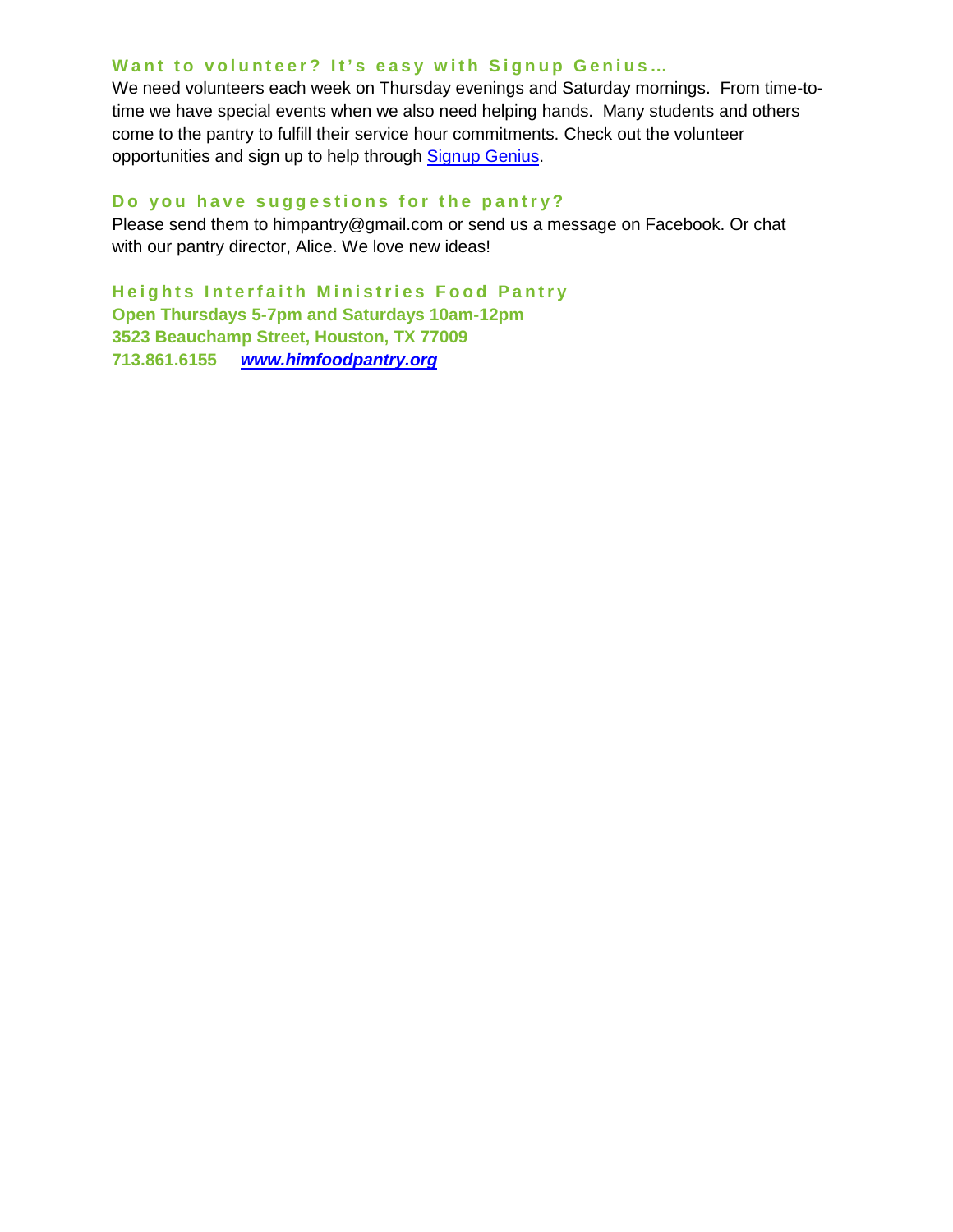### Want to volunteer? It's easy with Signup Genius…

We need volunteers each week on Thursday evenings and Saturday mornings. From time-to-time we have special events when we also need helping hands. Many students and others come to the pantry to fulfill their service hour commitments. Check out the volunteer opportunities and sign up to help through Signup Genius.

### Do you have suggestions for the pantry?

Please send them to himpantry@gmail.com or send us a message on Facebook. Or chat with our pantry director, Alice. We love new ideas!

### Heights Interfaith Ministries Food Pantry

**Open Thursdays 5-7pm and Saturdays 10am-12pm**
**3523 Beauchamp Street, Houston, TX 77009**
**713.861.6155** ***www.himfoodpantry.org***